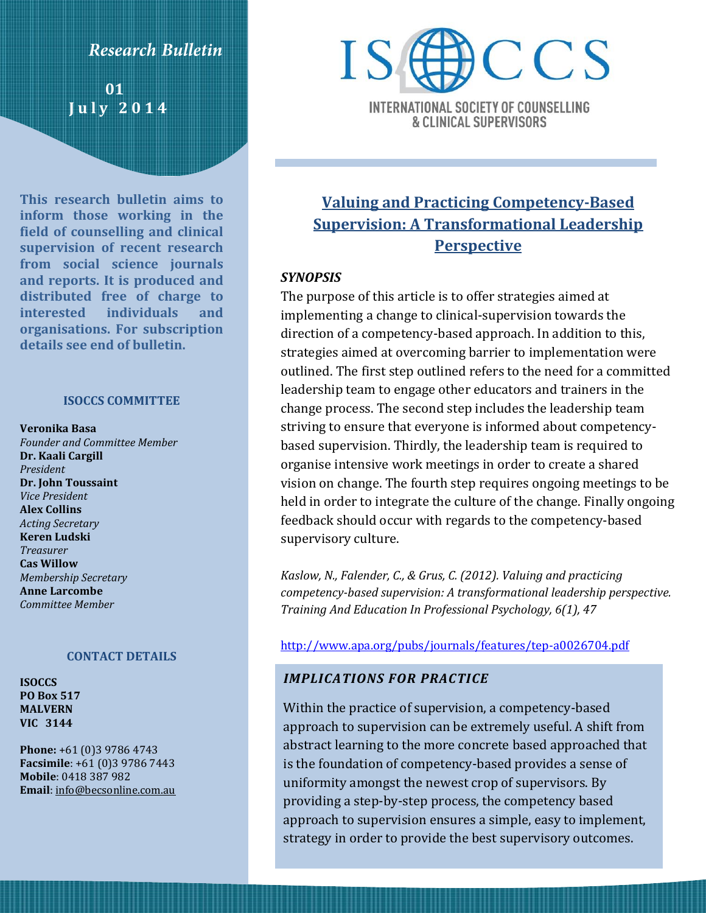*Research Bulletin*

**01 July 2014**

**This research bulletin aims to inform those working in the field of counselling and clinical supervision of recent research from social science journals and reports. It is produced and distributed free of charge to interested individuals and organisations. For subscription details see end of bulletin.**

### ISOCCS COMMITTEE

**Veronika Basa**
*Founder and Committee Member*
**Dr. Kaali Cargill**
*President*
**Dr. John Toussaint**
*Vice President*
**Alex Collins**
*Acting Secretary*
**Keren Ludski**
*Treasurer*
**Cas Willow**
*Membership Secretary*
**Anne Larcombe**
*Committee Member*

### CONTACT DETAILS

**ISOCCS**
**PO Box 517**
**MALVERN**
**VIC 3144**

**Phone:** +61 (0)3 9786 4743
**Facsimile**: +61 (0)3 9786 7443
**Mobile**: 0418 387 982
**Email**: info@becsonline.com.au

ISOCCS

INTERNATIONAL SOCIETY OF COUNSELLING & CLINICAL SUPERVISORS

# Valuing and Practicing Competency-Based Supervision: A Transformational Leadership Perspective

### *SYNOPSIS*

The purpose of this article is to offer strategies aimed at implementing a change to clinical-supervision towards the direction of a competency-based approach. In addition to this, strategies aimed at overcoming barrier to implementation were outlined. The first step outlined refers to the need for a committed leadership team to engage other educators and trainers in the change process. The second step includes the leadership team striving to ensure that everyone is informed about competency-based supervision. Thirdly, the leadership team is required to organise intensive work meetings in order to create a shared vision on change. The fourth step requires ongoing meetings to be held in order to integrate the culture of the change. Finally ongoing feedback should occur with regards to the competency-based supervisory culture.

*Kaslow, N., Falender, C., & Grus, C. (2012). Valuing and practicing competency-based supervision: A transformational leadership perspective. Training And Education In Professional Psychology, 6(1), 47*

http://www.apa.org/pubs/journals/features/tep-a0026704.pdf

### *IMPLICATIONS FOR PRACTICE*

Within the practice of supervision, a competency-based approach to supervision can be extremely useful. A shift from abstract learning to the more concrete based approached that is the foundation of competency-based provides a sense of uniformity amongst the newest crop of supervisors. By providing a step-by-step process, the competency based approach to supervision ensures a simple, easy to implement, strategy in order to provide the best supervisory outcomes.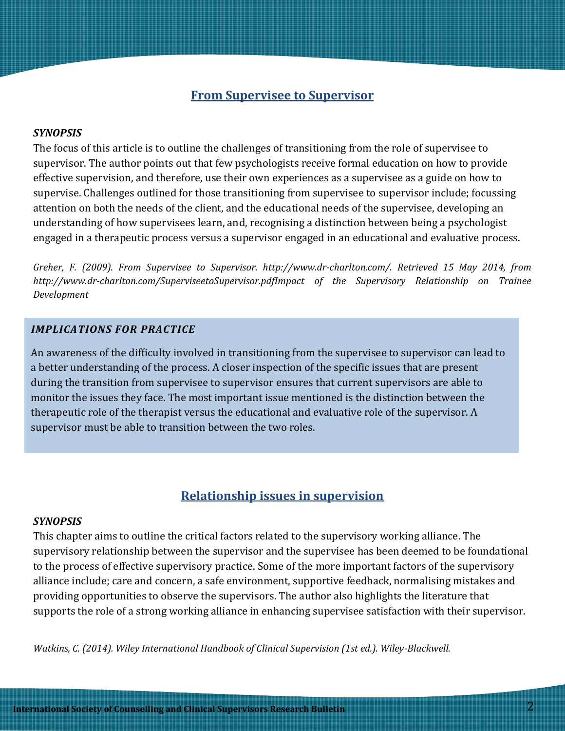## From Supervisee to Supervisor

***SYNOPSIS***

The focus of this article is to outline the challenges of transitioning from the role of supervisee to supervisor. The author points out that few psychologists receive formal education on how to provide effective supervision, and therefore, use their own experiences as a supervisee as a guide on how to supervise. Challenges outlined for those transitioning from supervisee to supervisor include; focussing attention on both the needs of the client, and the educational needs of the supervisee, developing an understanding of how supervisees learn, and, recognising a distinction between being a psychologist engaged in a therapeutic process versus a supervisor engaged in an educational and evaluative process.

*Greher, F. (2009). From Supervisee to Supervisor. http://www.dr-charlton.com/. Retrieved 15 May 2014, from http://www.dr-charlton.com/SuperviseetoSupervisor.pdfImpact of the Supervisory Relationship on Trainee Development*

***IMPLICATIONS FOR PRACTICE***

An awareness of the difficulty involved in transitioning from the supervisee to supervisor can lead to a better understanding of the process. A closer inspection of the specific issues that are present during the transition from supervisee to supervisor ensures that current supervisors are able to monitor the issues they face. The most important issue mentioned is the distinction between the therapeutic role of the therapist versus the educational and evaluative role of the supervisor. A supervisor must be able to transition between the two roles.

## Relationship issues in supervision

***SYNOPSIS***

This chapter aims to outline the critical factors related to the supervisory working alliance. The supervisory relationship between the supervisor and the supervisee has been deemed to be foundational to the process of effective supervisory practice. Some of the more important factors of the supervisory alliance include; care and concern, a safe environment, supportive feedback, normalising mistakes and providing opportunities to observe the supervisors. The author also highlights the literature that supports the role of a strong working alliance in enhancing supervisee satisfaction with their supervisor.

*Watkins, C. (2014). Wiley International Handbook of Clinical Supervision (1st ed.). Wiley-Blackwell.*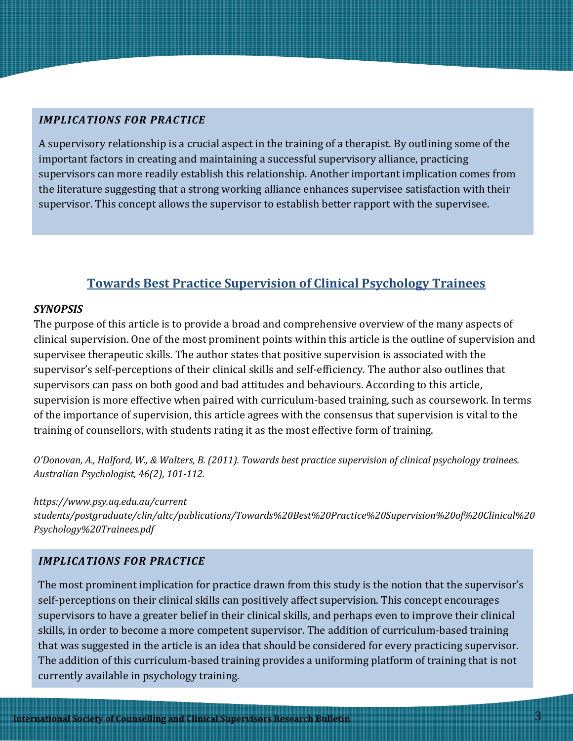### *IMPLICATIONS FOR PRACTICE*

A supervisory relationship is a crucial aspect in the training of a therapist. By outlining some of the important factors in creating and maintaining a successful supervisory alliance, practicing supervisors can more readily establish this relationship. Another important implication comes from the literature suggesting that a strong working alliance enhances supervisee satisfaction with their supervisor. This concept allows the supervisor to establish better rapport with the supervisee.

## Towards Best Practice Supervision of Clinical Psychology Trainees

***SYNOPSIS***

The purpose of this article is to provide a broad and comprehensive overview of the many aspects of clinical supervision. One of the most prominent points within this article is the outline of supervision and supervisee therapeutic skills. The author states that positive supervision is associated with the supervisor's self-perceptions of their clinical skills and self-efficiency. The author also outlines that supervisors can pass on both good and bad attitudes and behaviours. According to this article, supervision is more effective when paired with curriculum-based training, such as coursework. In terms of the importance of supervision, this article agrees with the consensus that supervision is vital to the training of counsellors, with students rating it as the most effective form of training.

*O'Donovan, A., Halford, W., & Walters, B. (2011). Towards best practice supervision of clinical psychology trainees. Australian Psychologist, 46(2), 101-112.*

***https://www.psy.uq.edu.au/current students/postgraduate/clin/altc/publications/Towards%20Best%20Practice%20Supervision%20of%20Clinical%20Psychology%20Trainees.pdf***

### *IMPLICATIONS FOR PRACTICE*

The most prominent implication for practice drawn from this study is the notion that the supervisor's self-perceptions on their clinical skills can positively affect supervision. This concept encourages supervisors to have a greater belief in their clinical skills, and perhaps even to improve their clinical skills, in order to become a more competent supervisor. The addition of curriculum-based training that was suggested in the article is an idea that should be considered for every practicing supervisor. The addition of this curriculum-based training provides a uniforming platform of training that is not currently available in psychology training.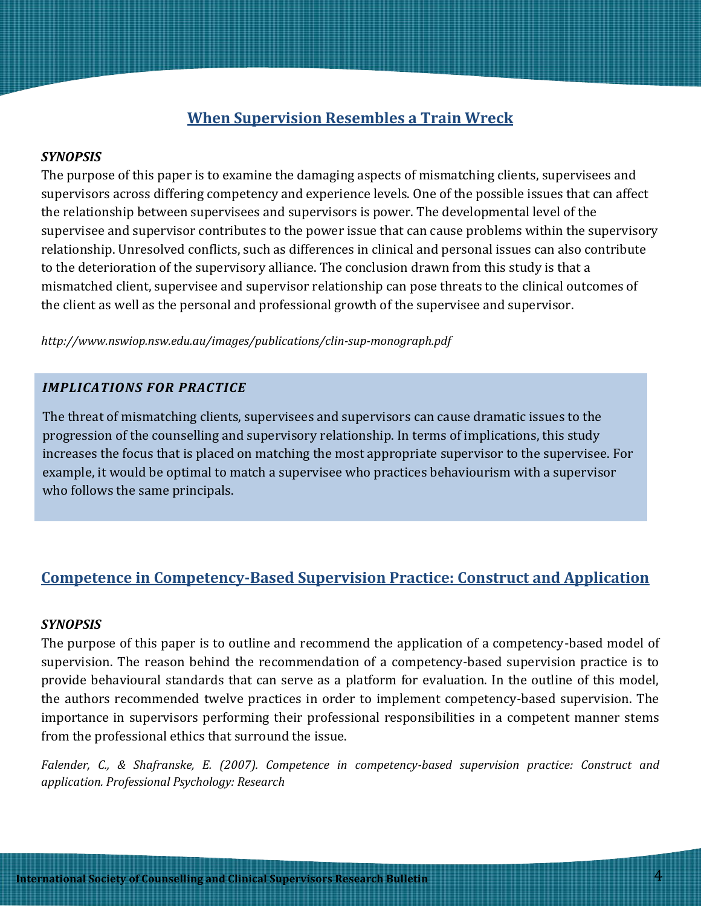## When Supervision Resembles a Train Wreck

***SYNOPSIS***

The purpose of this paper is to examine the damaging aspects of mismatching clients, supervisees and supervisors across differing competency and experience levels. One of the possible issues that can affect the relationship between supervisees and supervisors is power. The developmental level of the supervisee and supervisor contributes to the power issue that can cause problems within the supervisory relationship. Unresolved conflicts, such as differences in clinical and personal issues can also contribute to the deterioration of the supervisory alliance. The conclusion drawn from this study is that a mismatched client, supervisee and supervisor relationship can pose threats to the clinical outcomes of the client as well as the personal and professional growth of the supervisee and supervisor.

*http://www.nswiop.nsw.edu.au/images/publications/clin-sup-monograph.pdf*

***IMPLICATIONS FOR PRACTICE***

The threat of mismatching clients, supervisees and supervisors can cause dramatic issues to the progression of the counselling and supervisory relationship. In terms of implications, this study increases the focus that is placed on matching the most appropriate supervisor to the supervisee. For example, it would be optimal to match a supervisee who practices behaviourism with a supervisor who follows the same principals.

## Competence in Competency-Based Supervision Practice: Construct and Application

***SYNOPSIS***

The purpose of this paper is to outline and recommend the application of a competency-based model of supervision. The reason behind the recommendation of a competency-based supervision practice is to provide behavioural standards that can serve as a platform for evaluation. In the outline of this model, the authors recommended twelve practices in order to implement competency-based supervision. The importance in supervisors performing their professional responsibilities in a competent manner stems from the professional ethics that surround the issue.

*Falender, C., & Shafranske, E. (2007). Competence in competency-based supervision practice: Construct and application. Professional Psychology: Research*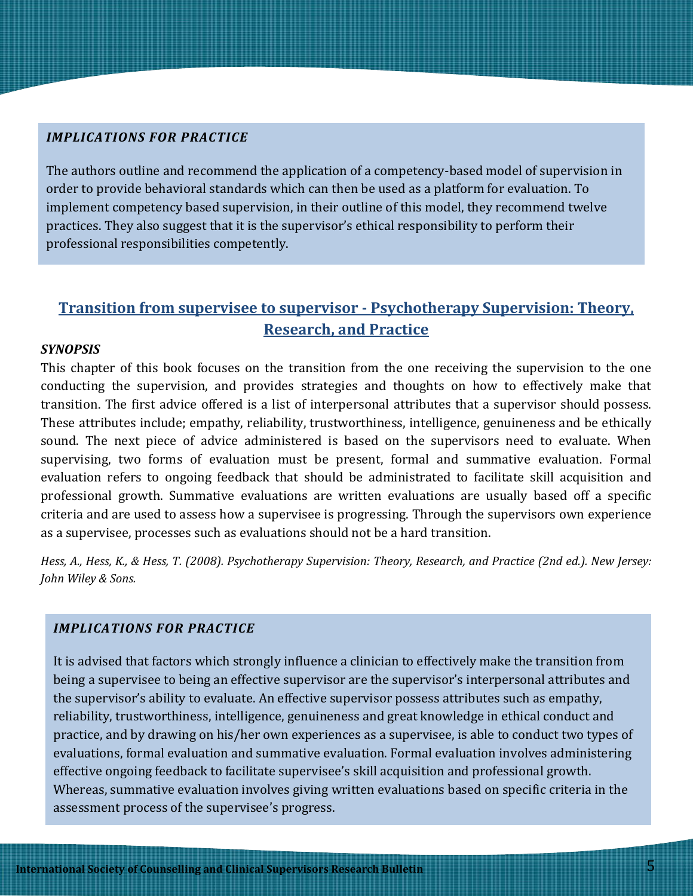### *IMPLICATIONS FOR PRACTICE*

The authors outline and recommend the application of a competency-based model of supervision in order to provide behavioral standards which can then be used as a platform for evaluation. To implement competency based supervision, in their outline of this model, they recommend twelve practices. They also suggest that it is the supervisor's ethical responsibility to perform their professional responsibilities competently.

## Transition from supervisee to supervisor - Psychotherapy Supervision: Theory, Research, and Practice

### *SYNOPSIS*

This chapter of this book focuses on the transition from the one receiving the supervision to the one conducting the supervision, and provides strategies and thoughts on how to effectively make that transition. The first advice offered is a list of interpersonal attributes that a supervisor should possess. These attributes include; empathy, reliability, trustworthiness, intelligence, genuineness and be ethically sound. The next piece of advice administered is based on the supervisors need to evaluate. When supervising, two forms of evaluation must be present, formal and summative evaluation. Formal evaluation refers to ongoing feedback that should be administrated to facilitate skill acquisition and professional growth. Summative evaluations are written evaluations are usually based off a specific criteria and are used to assess how a supervisee is progressing. Through the supervisors own experience as a supervisee, processes such as evaluations should not be a hard transition.

*Hess, A., Hess, K., & Hess, T. (2008). Psychotherapy Supervision: Theory, Research, and Practice (2nd ed.). New Jersey: John Wiley & Sons.*

### *IMPLICATIONS FOR PRACTICE*

It is advised that factors which strongly influence a clinician to effectively make the transition from being a supervisee to being an effective supervisor are the supervisor's interpersonal attributes and the supervisor's ability to evaluate. An effective supervisor possess attributes such as empathy, reliability, trustworthiness, intelligence, genuineness and great knowledge in ethical conduct and practice, and by drawing on his/her own experiences as a supervisee, is able to conduct two types of evaluations, formal evaluation and summative evaluation. Formal evaluation involves administering effective ongoing feedback to facilitate supervisee's skill acquisition and professional growth. Whereas, summative evaluation involves giving written evaluations based on specific criteria in the assessment process of the supervisee's progress.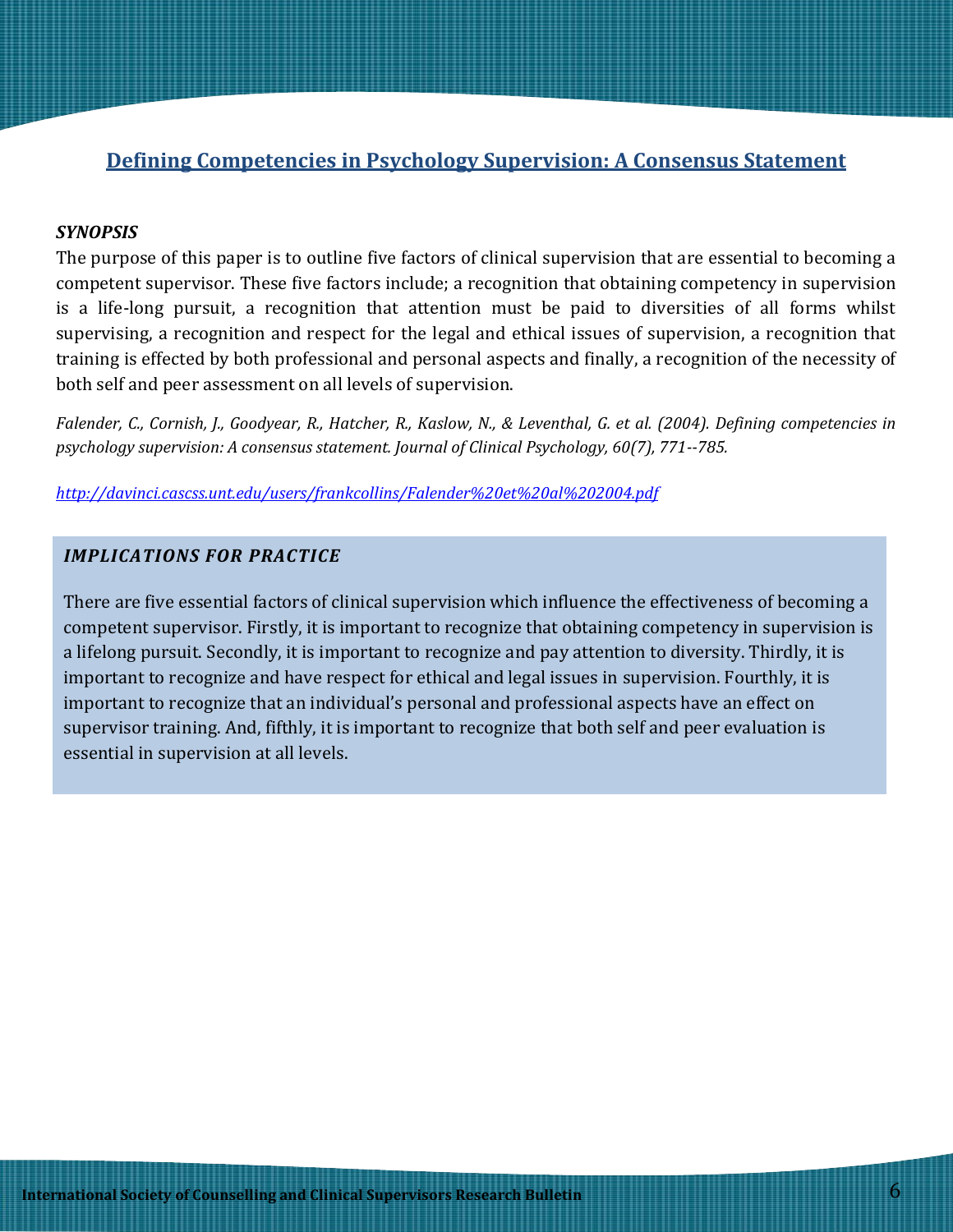## Defining Competencies in Psychology Supervision: A Consensus Statement

***SYNOPSIS***

The purpose of this paper is to outline five factors of clinical supervision that are essential to becoming a competent supervisor. These five factors include; a recognition that obtaining competency in supervision is a life-long pursuit, a recognition that attention must be paid to diversities of all forms whilst supervising, a recognition and respect for the legal and ethical issues of supervision, a recognition that training is effected by both professional and personal aspects and finally, a recognition of the necessity of both self and peer assessment on all levels of supervision.

*Falender, C., Cornish, J., Goodyear, R., Hatcher, R., Kaslow, N., & Leventhal, G. et al. (2004). Defining competencies in psychology supervision: A consensus statement. Journal of Clinical Psychology, 60(7), 771--785.*

*http://davinci.cascss.unt.edu/users/frankcollins/Falender%20et%20al%202004.pdf*

***IMPLICATIONS FOR PRACTICE***

There are five essential factors of clinical supervision which influence the effectiveness of becoming a competent supervisor. Firstly, it is important to recognize that obtaining competency in supervision is a lifelong pursuit. Secondly, it is important to recognize and pay attention to diversity. Thirdly, it is important to recognize and have respect for ethical and legal issues in supervision. Fourthly, it is important to recognize that an individual's personal and professional aspects have an effect on supervisor training. And, fifthly, it is important to recognize that both self and peer evaluation is essential in supervision at all levels.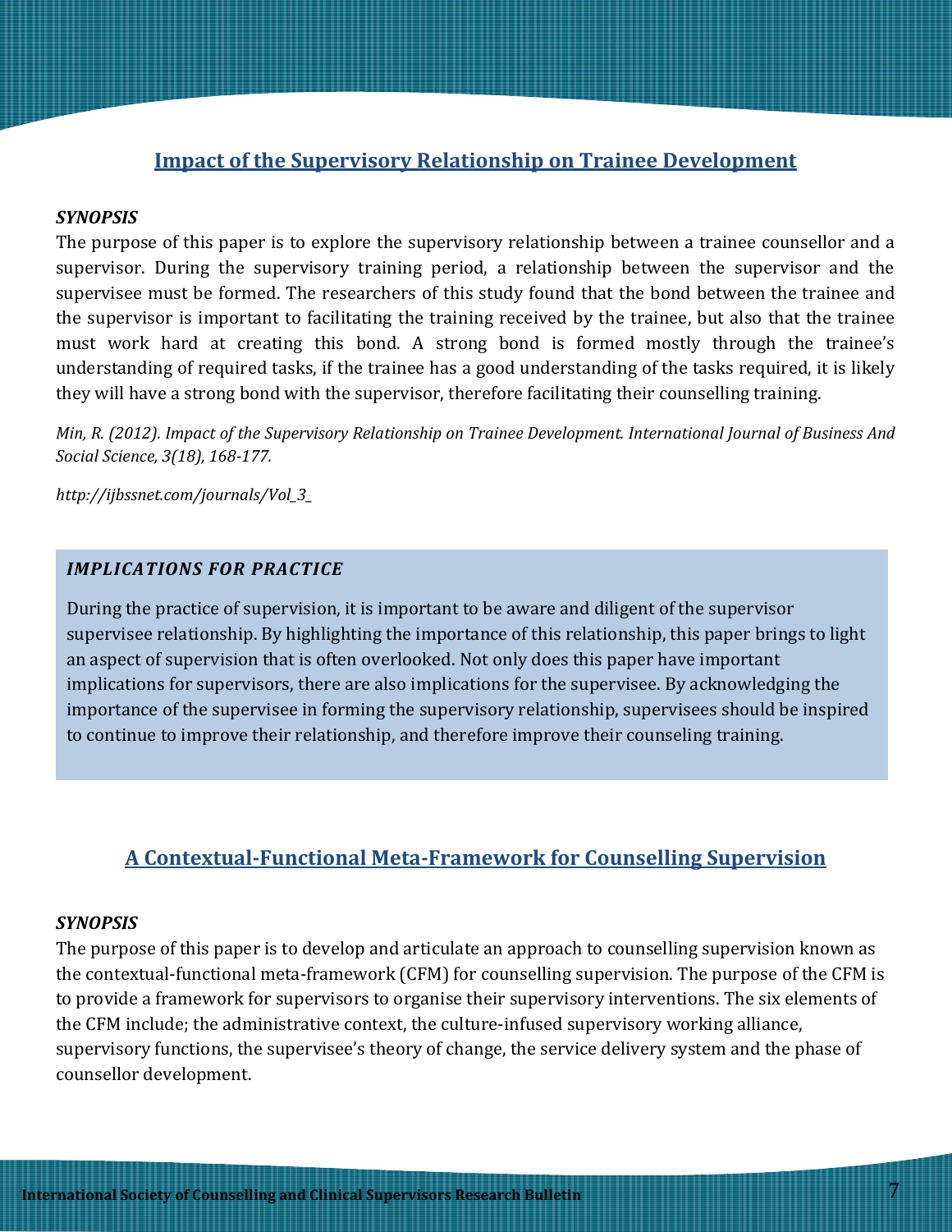## Impact of the Supervisory Relationship on Trainee Development

***SYNOPSIS***

The purpose of this paper is to explore the supervisory relationship between a trainee counsellor and a supervisor. During the supervisory training period, a relationship between the supervisor and the supervisee must be formed. The researchers of this study found that the bond between the trainee and the supervisor is important to facilitating the training received by the trainee, but also that the trainee must work hard at creating this bond. A strong bond is formed mostly through the trainee's understanding of required tasks, if the trainee has a good understanding of the tasks required, it is likely they will have a strong bond with the supervisor, therefore facilitating their counselling training.

*Min, R. (2012). Impact of the Supervisory Relationship on Trainee Development. International Journal of Business And Social Science, 3(18), 168-177.*

*http://ijbssnet.com/journals/Vol_3_*

***IMPLICATIONS FOR PRACTICE***

During the practice of supervision, it is important to be aware and diligent of the supervisor supervisee relationship. By highlighting the importance of this relationship, this paper brings to light an aspect of supervision that is often overlooked. Not only does this paper have important implications for supervisors, there are also implications for the supervisee. By acknowledging the importance of the supervisee in forming the supervisory relationship, supervisees should be inspired to continue to improve their relationship, and therefore improve their counseling training.

## A Contextual-Functional Meta-Framework for Counselling Supervision

***SYNOPSIS***

The purpose of this paper is to develop and articulate an approach to counselling supervision known as the contextual-functional meta-framework (CFM) for counselling supervision. The purpose of the CFM is to provide a framework for supervisors to organise their supervisory interventions. The six elements of the CFM include; the administrative context, the culture-infused supervisory working alliance, supervisory functions, the supervisee's theory of change, the service delivery system and the phase of counsellor development.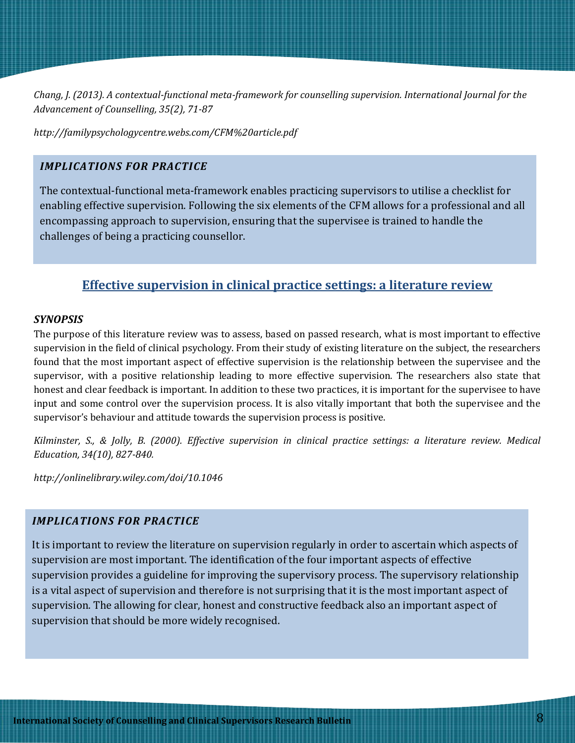*Chang, J. (2013). A contextual-functional meta-framework for counselling supervision. International Journal for the Advancement of Counselling, 35(2), 71-87*

*http://familypsychologycentre.webs.com/CFM%20article.pdf*

### *IMPLICATIONS FOR PRACTICE*

The contextual-functional meta-framework enables practicing supervisors to utilise a checklist for enabling effective supervision. Following the six elements of the CFM allows for a professional and all encompassing approach to supervision, ensuring that the supervisee is trained to handle the challenges of being a practicing counsellor.

## Effective supervision in clinical practice settings: a literature review

### *SYNOPSIS*

The purpose of this literature review was to assess, based on passed research, what is most important to effective supervision in the field of clinical psychology. From their study of existing literature on the subject, the researchers found that the most important aspect of effective supervision is the relationship between the supervisee and the supervisor, with a positive relationship leading to more effective supervision. The researchers also state that honest and clear feedback is important. In addition to these two practices, it is important for the supervisee to have input and some control over the supervision process. It is also vitally important that both the supervisee and the supervisor's behaviour and attitude towards the supervision process is positive.

*Kilminster, S., & Jolly, B. (2000). Effective supervision in clinical practice settings: a literature review. Medical Education, 34(10), 827-840.*

*http://onlinelibrary.wiley.com/doi/10.1046*

### *IMPLICATIONS FOR PRACTICE*

It is important to review the literature on supervision regularly in order to ascertain which aspects of supervision are most important. The identification of the four important aspects of effective supervision provides a guideline for improving the supervisory process. The supervisory relationship is a vital aspect of supervision and therefore is not surprising that it is the most important aspect of supervision. The allowing for clear, honest and constructive feedback also an important aspect of supervision that should be more widely recognised.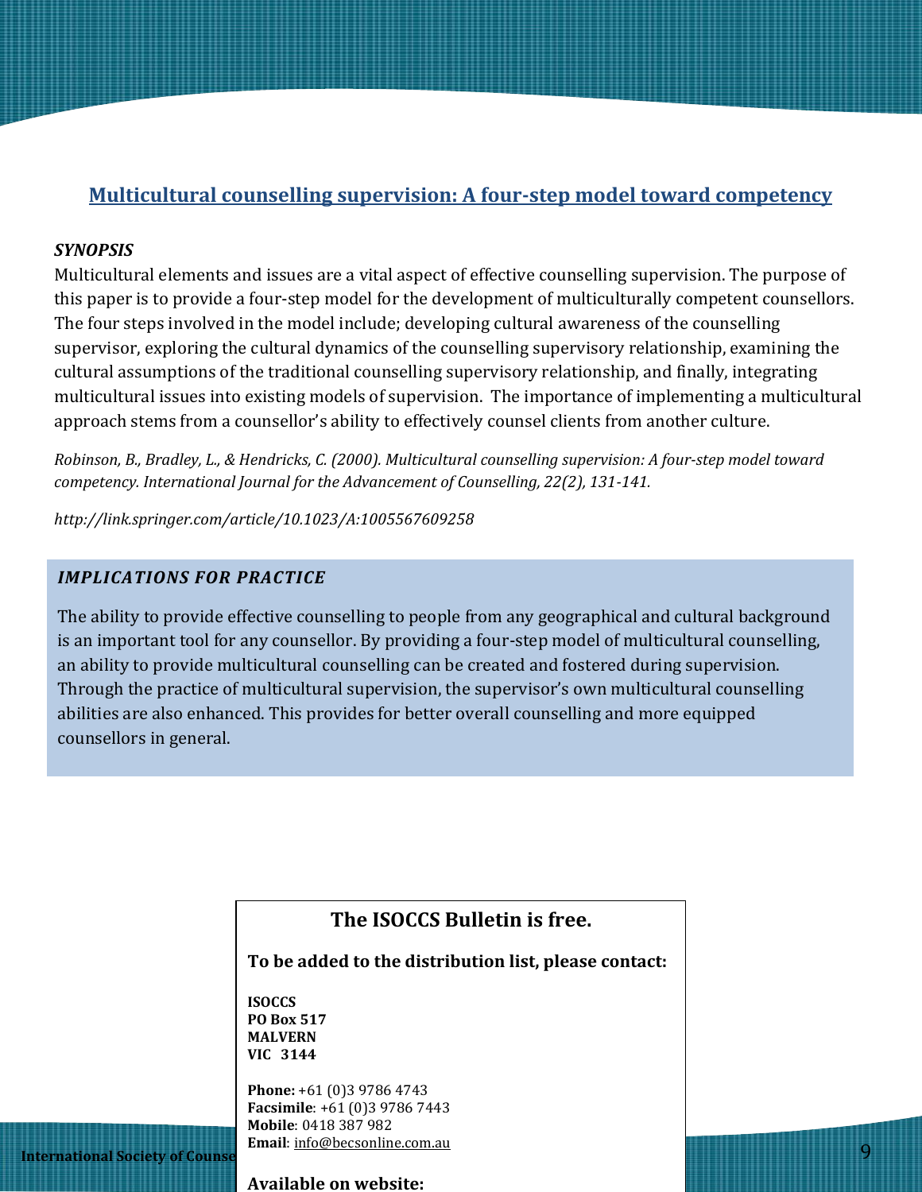## Multicultural counselling supervision: A four-step model toward competency

***SYNOPSIS***

Multicultural elements and issues are a vital aspect of effective counselling supervision. The purpose of this paper is to provide a four-step model for the development of multiculturally competent counsellors. The four steps involved in the model include; developing cultural awareness of the counselling supervisor, exploring the cultural dynamics of the counselling supervisory relationship, examining the cultural assumptions of the traditional counselling supervisory relationship, and finally, integrating multicultural issues into existing models of supervision. The importance of implementing a multicultural approach stems from a counsellor's ability to effectively counsel clients from another culture.

*Robinson, B., Bradley, L., & Hendricks, C. (2000). Multicultural counselling supervision: A four-step model toward competency. International Journal for the Advancement of Counselling, 22(2), 131-141.*

*http://link.springer.com/article/10.1023/A:1005567609258*

***IMPLICATIONS FOR PRACTICE***

The ability to provide effective counselling to people from any geographical and cultural background is an important tool for any counsellor. By providing a four-step model of multicultural counselling, an ability to provide multicultural counselling can be created and fostered during supervision. Through the practice of multicultural supervision, the supervisor's own multicultural counselling abilities are also enhanced. This provides for better overall counselling and more equipped counsellors in general.

### The ISOCCS Bulletin is free.

**To be added to the distribution list, please contact:**

**ISOCCS**
**PO Box 517**
**MALVERN**
**VIC 3144**

**Phone:** +61 (0)3 9786 4743
**Facsimile**: +61 (0)3 9786 7443
**Mobile**: 0418 387 982
**Email**: info@becsonline.com.au

**Available on website:**